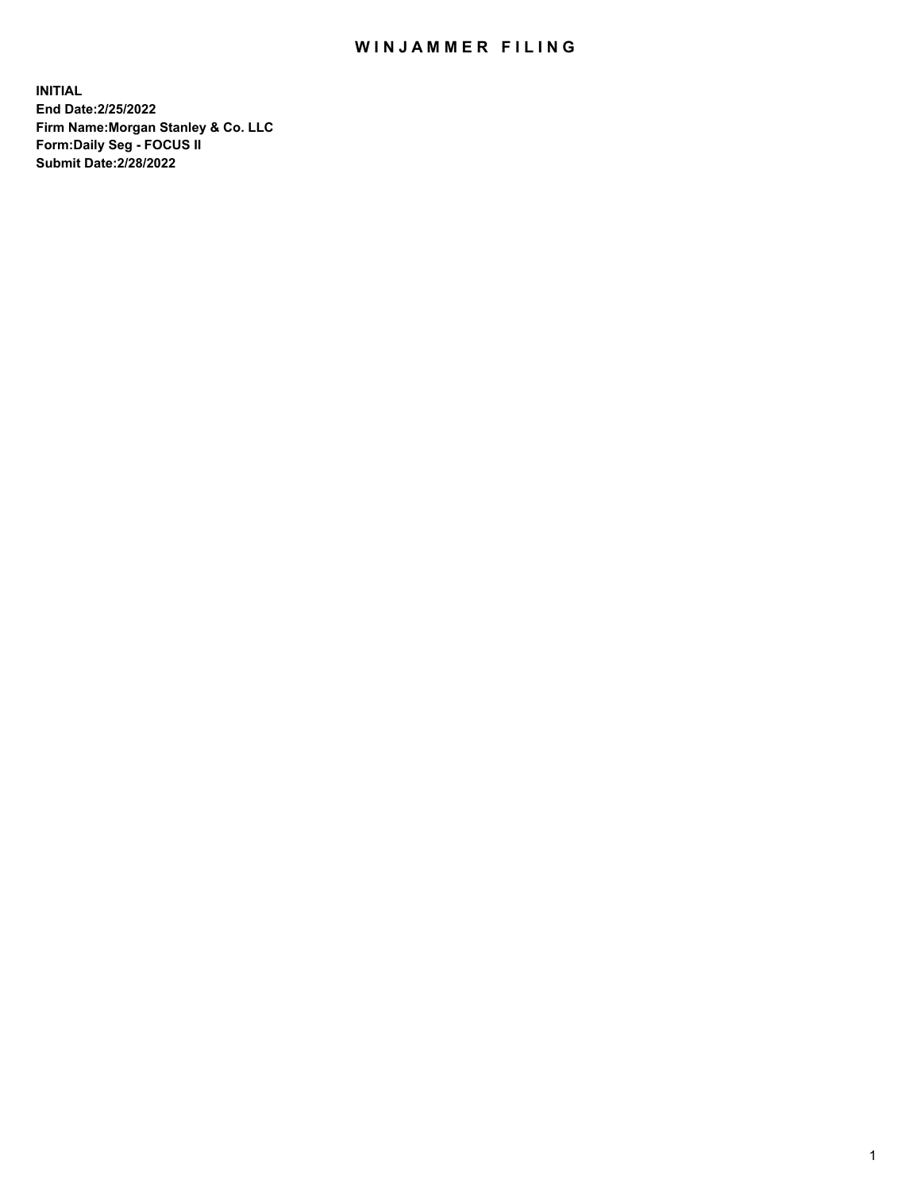# WINJAMMER FILING

**INITIAL**
**End Date:2/25/2022**
**Firm Name:Morgan Stanley & Co. LLC**
**Form:Daily Seg - FOCUS II**
**Submit Date:2/28/2022**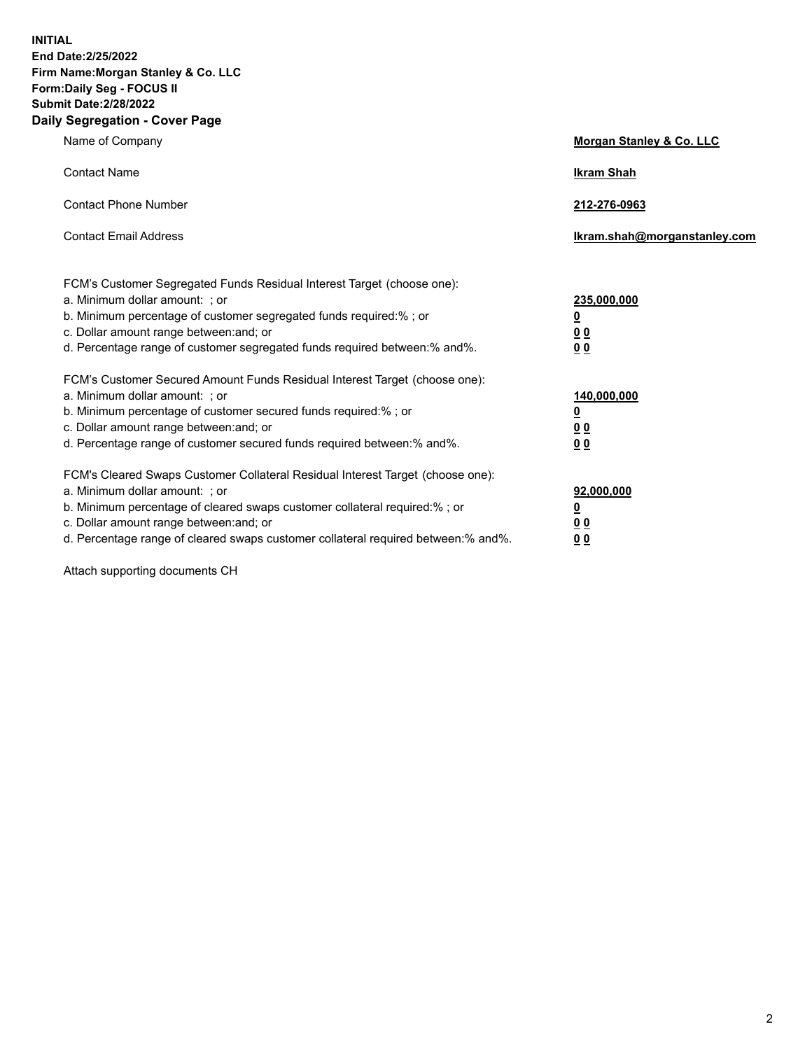**INITIAL**
**End Date:2/25/2022**
**Firm Name:Morgan Stanley & Co. LLC**
**Form:Daily Seg - FOCUS II**
**Submit Date:2/28/2022**

## Daily Segregation - Cover Page

| | |
|---|---|
| Name of Company | **Morgan Stanley & Co. LLC** |
| Contact Name | **Ikram Shah** |
| Contact Phone Number | **212-276-0963** |
| Contact Email Address | **Ikram.shah@morganstanley.com** |

| | |
|---|---|
| FCM's Customer Segregated Funds Residual Interest Target (choose one): | |
| a. Minimum dollar amount: ; or | **235,000,000** |
| b. Minimum percentage of customer segregated funds required:% ; or | **0** |
| c. Dollar amount range between:and; or | **0 0** |
| d. Percentage range of customer segregated funds required between:% and%. | **0 0** |
| FCM's Customer Secured Amount Funds Residual Interest Target (choose one): | |
| a. Minimum dollar amount: ; or | **140,000,000** |
| b. Minimum percentage of customer secured funds required:% ; or | **0** |
| c. Dollar amount range between:and; or | **0 0** |
| d. Percentage range of customer secured funds required between:% and%. | **0 0** |
| FCM's Cleared Swaps Customer Collateral Residual Interest Target (choose one): | |
| a. Minimum dollar amount: ; or | **92,000,000** |
| b. Minimum percentage of cleared swaps customer collateral required:% ; or | **0** |
| c. Dollar amount range between:and; or | **0 0** |
| d. Percentage range of cleared swaps customer collateral required between:% and%. | **0 0** |

Attach supporting documents CH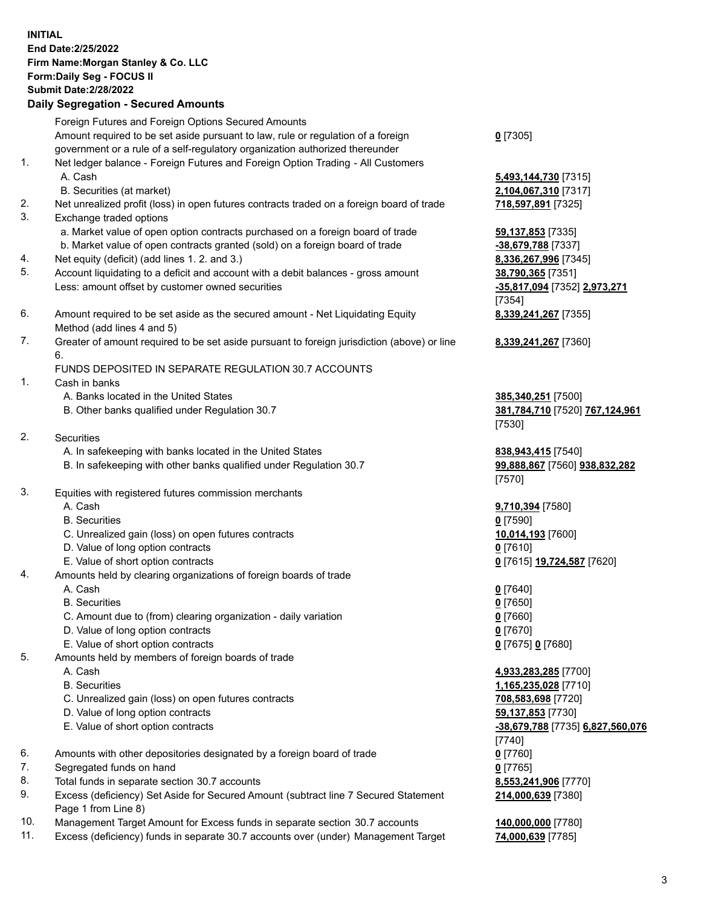**INITIAL**
**End Date:2/25/2022**
**Firm Name:Morgan Stanley & Co. LLC**
**Form:Daily Seg - FOCUS II**
**Submit Date:2/28/2022**

## Daily Segregation - Secured Amounts

| | | |
|---|---|---|
| | Foreign Futures and Foreign Options Secured Amounts | |
| | Amount required to be set aside pursuant to law, rule or regulation of a foreign government or a rule of a self-regulatory organization authorized thereunder | **0** [7305] |
| 1. | Net ledger balance - Foreign Futures and Foreign Option Trading - All Customers | |
| | A. Cash | **5,493,144,730** [7315] |
| | B. Securities (at market) | **2,104,067,310** [7317] |
| 2. | Net unrealized profit (loss) in open futures contracts traded on a foreign board of trade | **718,597,891** [7325] |
| 3. | Exchange traded options | |
| | a. Market value of open option contracts purchased on a foreign board of trade | **59,137,853** [7335] |
| | b. Market value of open contracts granted (sold) on a foreign board of trade | **-38,679,788** [7337] |
| 4. | Net equity (deficit) (add lines 1. 2. and 3.) | **8,336,267,996** [7345] |
| 5. | Account liquidating to a deficit and account with a debit balances - gross amount | **38,790,365** [7351] |
| | Less: amount offset by customer owned securities | **-35,817,094** [7352] **2,973,271** [7354] |
| 6. | Amount required to be set aside as the secured amount - Net Liquidating Equity Method (add lines 4 and 5) | **8,339,241,267** [7355] |
| 7. | Greater of amount required to be set aside pursuant to foreign jurisdiction (above) or line 6. | **8,339,241,267** [7360] |
| | FUNDS DEPOSITED IN SEPARATE REGULATION 30.7 ACCOUNTS | |
| 1. | Cash in banks | |
| | A. Banks located in the United States | **385,340,251** [7500] |
| | B. Other banks qualified under Regulation 30.7 | **381,784,710** [7520] **767,124,961** [7530] |
| 2. | Securities | |
| | A. In safekeeping with banks located in the United States | **838,943,415** [7540] |
| | B. In safekeeping with other banks qualified under Regulation 30.7 | **99,888,867** [7560] **938,832,282** [7570] |
| 3. | Equities with registered futures commission merchants | |
| | A. Cash | **9,710,394** [7580] |
| | B. Securities | **0** [7590] |
| | C. Unrealized gain (loss) on open futures contracts | **10,014,193** [7600] |
| | D. Value of long option contracts | **0** [7610] |
| | E. Value of short option contracts | **0** [7615] **19,724,587** [7620] |
| 4. | Amounts held by clearing organizations of foreign boards of trade | |
| | A. Cash | **0** [7640] |
| | B. Securities | **0** [7650] |
| | C. Amount due to (from) clearing organization - daily variation | **0** [7660] |
| | D. Value of long option contracts | **0** [7670] |
| | E. Value of short option contracts | **0** [7675] **0** [7680] |
| 5. | Amounts held by members of foreign boards of trade | |
| | A. Cash | **4,933,283,285** [7700] |
| | B. Securities | **1,165,235,028** [7710] |
| | C. Unrealized gain (loss) on open futures contracts | **708,583,698** [7720] |
| | D. Value of long option contracts | **59,137,853** [7730] |
| | E. Value of short option contracts | **-38,679,788** [7735] **6,827,560,076** [7740] |
| 6. | Amounts with other depositories designated by a foreign board of trade | **0** [7760] |
| 7. | Segregated funds on hand | **0** [7765] |
| 8. | Total funds in separate section 30.7 accounts | **8,553,241,906** [7770] |
| 9. | Excess (deficiency) Set Aside for Secured Amount (subtract line 7 Secured Statement Page 1 from Line 8) | **214,000,639** [7380] |
| 10. | Management Target Amount for Excess funds in separate section 30.7 accounts | **140,000,000** [7780] |
| 11. | Excess (deficiency) funds in separate 30.7 accounts over (under) Management Target | **74,000,639** [7785] |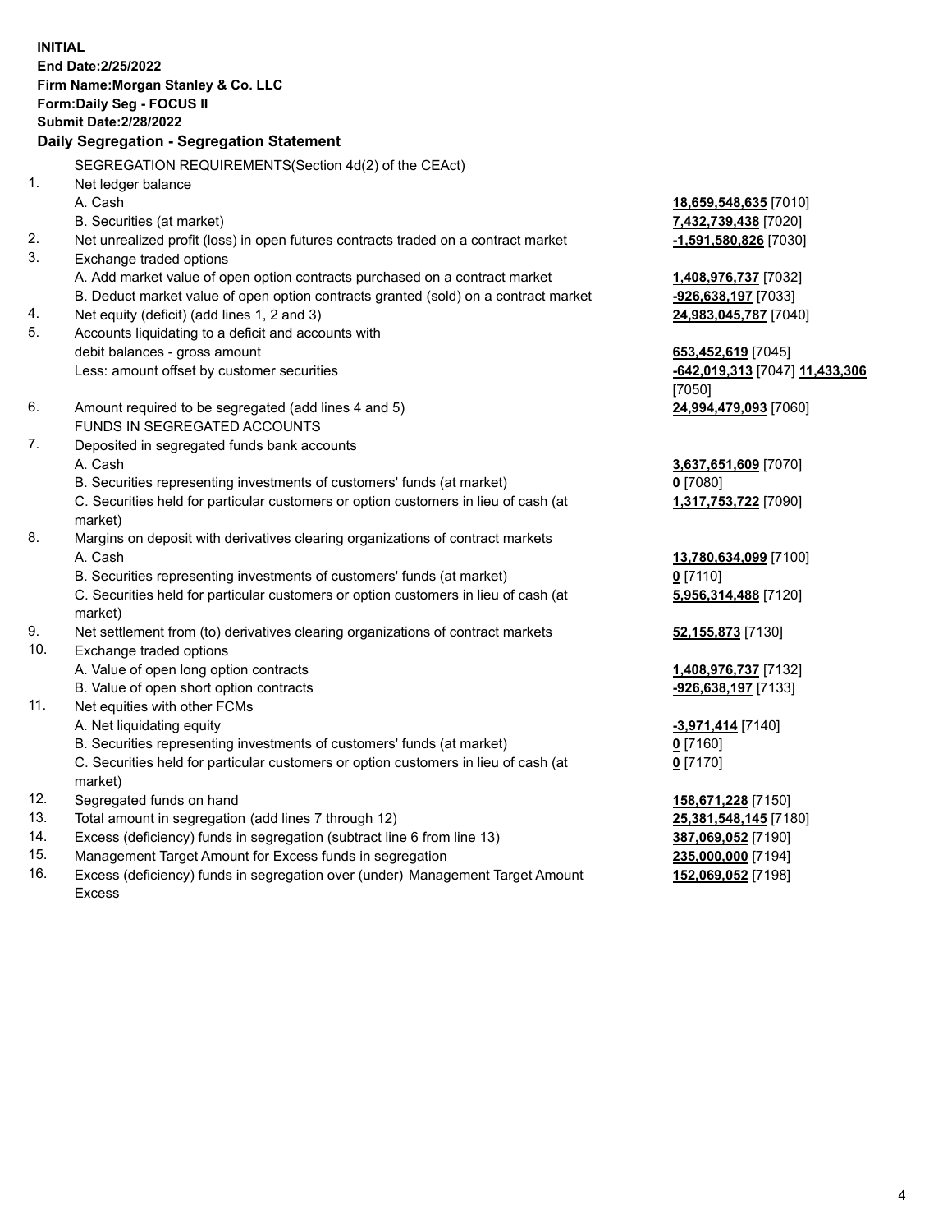**INITIAL**
**End Date:2/25/2022**
**Firm Name:Morgan Stanley & Co. LLC**
**Form:Daily Seg - FOCUS II**
**Submit Date:2/28/2022**

## Daily Segregation - Segregation Statement

SEGREGATION REQUIREMENTS(Section 4d(2) of the CEAct)

| | | |
|---|---|---|
| 1. | Net ledger balance | |
| | A. Cash | **18,659,548,635** [7010] |
| | B. Securities (at market) | **7,432,739,438** [7020] |
| 2. | Net unrealized profit (loss) in open futures contracts traded on a contract market | **-1,591,580,826** [7030] |
| 3. | Exchange traded options | |
| | A. Add market value of open option contracts purchased on a contract market | **1,408,976,737** [7032] |
| | B. Deduct market value of open option contracts granted (sold) on a contract market | **-926,638,197** [7033] |
| 4. | Net equity (deficit) (add lines 1, 2 and 3) | **24,983,045,787** [7040] |
| 5. | Accounts liquidating to a deficit and accounts with debit balances - gross amount | **653,452,619** [7045] |
| | Less: amount offset by customer securities | **-642,019,313** [7047] **11,433,306** [7050] |
| 6. | Amount required to be segregated (add lines 4 and 5) | **24,994,479,093** [7060] |
| | FUNDS IN SEGREGATED ACCOUNTS | |
| 7. | Deposited in segregated funds bank accounts | |
| | A. Cash | **3,637,651,609** [7070] |
| | B. Securities representing investments of customers' funds (at market) | **0** [7080] |
| | C. Securities held for particular customers or option customers in lieu of cash (at market) | **1,317,753,722** [7090] |
| 8. | Margins on deposit with derivatives clearing organizations of contract markets | |
| | A. Cash | **13,780,634,099** [7100] |
| | B. Securities representing investments of customers' funds (at market) | **0** [7110] |
| | C. Securities held for particular customers or option customers in lieu of cash (at market) | **5,956,314,488** [7120] |
| 9. | Net settlement from (to) derivatives clearing organizations of contract markets | **52,155,873** [7130] |
| 10. | Exchange traded options | |
| | A. Value of open long option contracts | **1,408,976,737** [7132] |
| | B. Value of open short option contracts | **-926,638,197** [7133] |
| 11. | Net equities with other FCMs | |
| | A. Net liquidating equity | **-3,971,414** [7140] |
| | B. Securities representing investments of customers' funds (at market) | **0** [7160] |
| | C. Securities held for particular customers or option customers in lieu of cash (at market) | **0** [7170] |
| 12. | Segregated funds on hand | **158,671,228** [7150] |
| 13. | Total amount in segregation (add lines 7 through 12) | **25,381,548,145** [7180] |
| 14. | Excess (deficiency) funds in segregation (subtract line 6 from line 13) | **387,069,052** [7190] |
| 15. | Management Target Amount for Excess funds in segregation | **235,000,000** [7194] |
| 16. | Excess (deficiency) funds in segregation over (under) Management Target Amount Excess | **152,069,052** [7198] |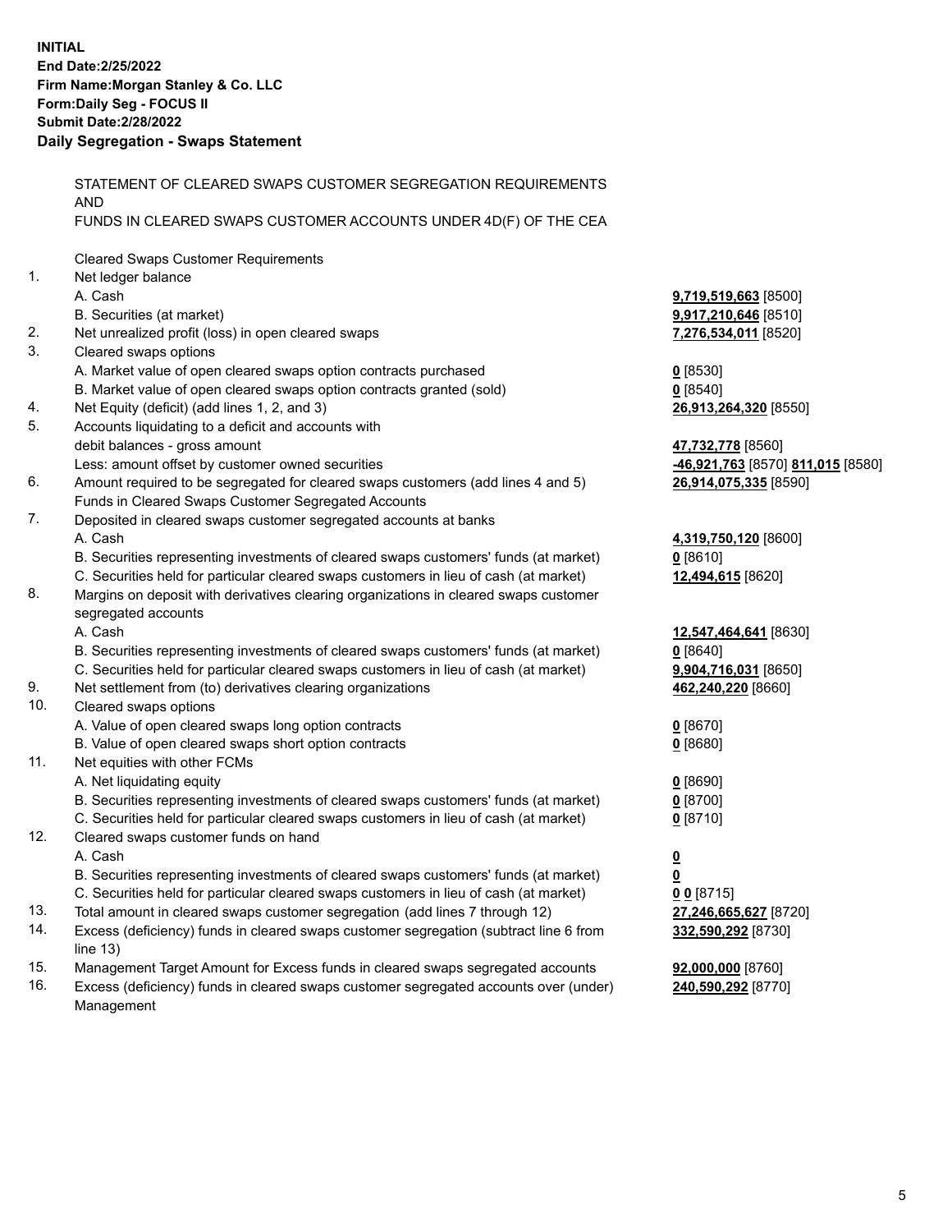**INITIAL**
**End Date:2/25/2022**
**Firm Name:Morgan Stanley & Co. LLC**
**Form:Daily Seg - FOCUS II**
**Submit Date:2/28/2022**
**Daily Segregation - Swaps Statement**

STATEMENT OF CLEARED SWAPS CUSTOMER SEGREGATION REQUIREMENTS AND
FUNDS IN CLEARED SWAPS CUSTOMER ACCOUNTS UNDER 4D(F) OF THE CEA

| | | |
|---|---|---|
| | Cleared Swaps Customer Requirements | |
| 1. | Net ledger balance | |
| | A. Cash | **9,719,519,663** [8500] |
| | B. Securities (at market) | **9,917,210,646** [8510] |
| 2. | Net unrealized profit (loss) in open cleared swaps | **7,276,534,011** [8520] |
| 3. | Cleared swaps options | |
| | A. Market value of open cleared swaps option contracts purchased | **0** [8530] |
| | B. Market value of open cleared swaps option contracts granted (sold) | **0** [8540] |
| 4. | Net Equity (deficit) (add lines 1, 2, and 3) | **26,913,264,320** [8550] |
| 5. | Accounts liquidating to a deficit and accounts with debit balances - gross amount | **47,732,778** [8560] |
| | Less: amount offset by customer owned securities | **-46,921,763** [8570] **811,015** [8580] |
| 6. | Amount required to be segregated for cleared swaps customers (add lines 4 and 5) | **26,914,075,335** [8590] |
| | Funds in Cleared Swaps Customer Segregated Accounts | |
| 7. | Deposited in cleared swaps customer segregated accounts at banks | |
| | A. Cash | **4,319,750,120** [8600] |
| | B. Securities representing investments of cleared swaps customers' funds (at market) | **0** [8610] |
| | C. Securities held for particular cleared swaps customers in lieu of cash (at market) | **12,494,615** [8620] |
| 8. | Margins on deposit with derivatives clearing organizations in cleared swaps customer segregated accounts | |
| | A. Cash | **12,547,464,641** [8630] |
| | B. Securities representing investments of cleared swaps customers' funds (at market) | **0** [8640] |
| | C. Securities held for particular cleared swaps customers in lieu of cash (at market) | **9,904,716,031** [8650] |
| 9. | Net settlement from (to) derivatives clearing organizations | **462,240,220** [8660] |
| 10. | Cleared swaps options | |
| | A. Value of open cleared swaps long option contracts | **0** [8670] |
| | B. Value of open cleared swaps short option contracts | **0** [8680] |
| 11. | Net equities with other FCMs | |
| | A. Net liquidating equity | **0** [8690] |
| | B. Securities representing investments of cleared swaps customers' funds (at market) | **0** [8700] |
| | C. Securities held for particular cleared swaps customers in lieu of cash (at market) | **0** [8710] |
| 12. | Cleared swaps customer funds on hand | |
| | A. Cash | **0** |
| | B. Securities representing investments of cleared swaps customers' funds (at market) | **0** |
| | C. Securities held for particular cleared swaps customers in lieu of cash (at market) | **0** **0** [8715] |
| 13. | Total amount in cleared swaps customer segregation (add lines 7 through 12) | **27,246,665,627** [8720] |
| 14. | Excess (deficiency) funds in cleared swaps customer segregation (subtract line 6 from line 13) | **332,590,292** [8730] |
| 15. | Management Target Amount for Excess funds in cleared swaps segregated accounts | **92,000,000** [8760] |
| 16. | Excess (deficiency) funds in cleared swaps customer segregated accounts over (under) Management | **240,590,292** [8770] |